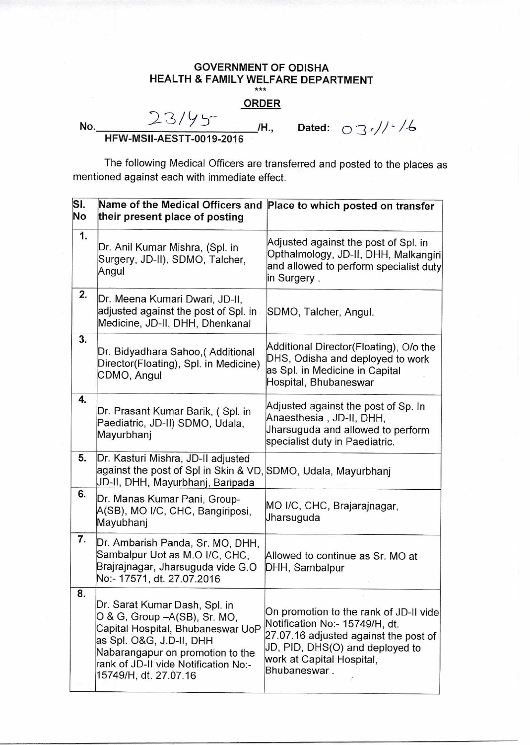# GOVERNMENT OF ODISHA
## HEALTH & FAMILY WELFARE DEPARTMENT

\*\*\*

**ORDER**

No. 23145 /H., Dated: 03.11.16
**HFW-MSII-AESTT-0019-2016**

The following Medical Officers are transferred and posted to the places as mentioned against each with immediate effect.

| Sl. No | Name of the Medical Officers and their present place of posting | Place to which posted on transfer |
|---|---|---|
| 1. | Dr. Anil Kumar Mishra, (Spl. in Surgery, JD-II), SDMO, Talcher, Angul | Adjusted against the post of Spl. in Opthalmology, JD-II, DHH, Malkangiri and allowed to perform specialist duty in Surgery . |
| 2. | Dr. Meena Kumari Dwari, JD-II, adjusted against the post of Spl. in Medicine, JD-II, DHH, Dhenkanal | SDMO, Talcher, Angul. |
| 3. | Dr. Bidyadhara Sahoo,( Additional Director(Floating), Spl. in Medicine) CDMO, Angul | Additional Director(Floating), O/o the DHS, Odisha and deployed to work as Spl. in Medicine in Capital Hospital, Bhubaneswar |
| 4. | Dr. Prasant Kumar Barik, ( Spl. in Paediatric, JD-II) SDMO, Udala, Mayurbhanj | Adjusted against the post of Sp. In Anaesthesia , JD-II, DHH, Jharsuguda and allowed to perform specialist duty in Paediatric. |
| 5. | Dr. Kasturi Mishra, JD-II adjusted against the post of Spl in Skin & VD, JD-II, DHH, Mayurbhanj, Baripada | SDMO, Udala, Mayurbhanj |
| 6. | Dr. Manas Kumar Pani, Group-A(SB), MO I/C, CHC, Bangiriposi, Mayubhanj | MO I/C, CHC, Brajarajnagar, Jharsuguda |
| 7. | Dr. Ambarish Panda, Sr. MO, DHH, Sambalpur Uot as M.O I/C, CHC, Brajrajnagar, Jharsuguda vide G.O No:- 17571, dt. 27.07.2016 | Allowed to continue as Sr. MO at DHH, Sambalpur |
| 8. | Dr. Sarat Kumar Dash, Spl. in O & G, Group –A(SB), Sr. MO, Capital Hospital, Bhubaneswar UoP as Spl. O&G, J.D-II, DHH Nabarangapur on promotion to the rank of JD-II vide Notification No:- 15749/H, dt. 27.07.16 | On promotion to the rank of JD-II vide Notification No:- 15749/H, dt. 27.07.16 adjusted against the post of JD, PID, DHS(O) and deployed to work at Capital Hospital, Bhubaneswar . |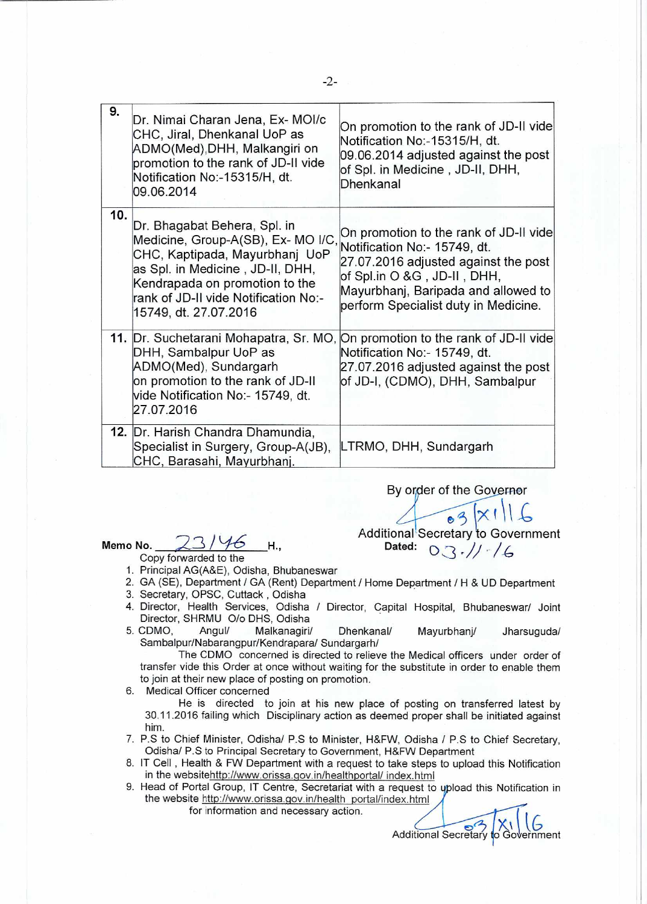| | | |
|---|---|---|
| 9. | Dr. Nimai Charan Jena, Ex- MOI/c CHC, Jiral, Dhenkanal UoP as ADMO(Med),DHH, Malkangiri on promotion to the rank of JD-II vide Notification No:-15315/H, dt. 09.06.2014 | On promotion to the rank of JD-II vide Notification No:-15315/H, dt. 09.06.2014 adjusted against the post of Spl. in Medicine , JD-II, DHH, Dhenkanal |
| 10. | Dr. Bhagabat Behera, Spl. in Medicine, Group-A(SB), Ex- MO I/C, CHC, Kaptipada, Mayurbhanj UoP as Spl. in Medicine , JD-II, DHH, Kendrapada on promotion to the rank of JD-II vide Notification No:- 15749, dt. 27.07.2016 | On promotion to the rank of JD-II vide Notification No:- 15749, dt. 27.07.2016 adjusted against the post of Spl.in O &G , JD-II , DHH, Mayurbhanj, Baripada and allowed to perform Specialist duty in Medicine. |
| 11. | Dr. Suchetarani Mohapatra, Sr. MO, DHH, Sambalpur UoP as ADMO(Med), Sundargarh on promotion to the rank of JD-II vide Notification No:- 15749, dt. 27.07.2016 | On promotion to the rank of JD-II vide Notification No:- 15749, dt. 27.07.2016 adjusted against the post of JD-I, (CDMO), DHH, Sambalpur |
| 12. | Dr. Harish Chandra Dhamundia, Specialist in Surgery, Group-A(JB), CHC, Barasahi, Mayurbhanj. | LTRMO, DHH, Sundargarh |

By order of the Governor

03/XI/16

Additional Secretary to Government

Memo No. 23146 H.,

Dated: 03.11.16

Copy forwarded to the

1. Principal AG(A&E), Odisha, Bhubaneswar
2. GA (SE), Department / GA (Rent) Department / Home Department / H & UD Department
3. Secretary, OPSC, Cuttack , Odisha
4. Director, Health Services, Odisha / Director, Capital Hospital, Bhubaneswar/ Joint Director, SHRMU O/o DHS, Odisha
5. CDMO, Angul/ Malkanagiri/ Dhenkanal/ Mayurbhanj/ Jharsuguda/ Sambalpur/Nabarangpur/Kendrapara/ Sundargarh/

   The CDMO concerned is directed to relieve the Medical officers under order of transfer vide this Order at once without waiting for the substitute in order to enable them to join at their new place of posting on promotion.
6. Medical Officer concerned

   He is directed to join at his new place of posting on transferred latest by 30.11.2016 failing which Disciplinary action as deemed proper shall be initiated against him.
7. P.S to Chief Minister, Odisha/ P.S to Minister, H&FW, Odisha / P.S to Chief Secretary, Odisha/ P.S to Principal Secretary to Government, H&FW Department
8. IT Cell , Health & FW Department with a request to take steps to upload this Notification in the websitehttp://www.orissa.gov.in/healthportal/ index.html
9. Head of Portal Group, IT Centre, Secretariat with a request to upload this Notification in the website http://www.orissa.gov.in/health portal/index.html

   for information and necessary action.

03/XI/16

Additional Secretary to Government